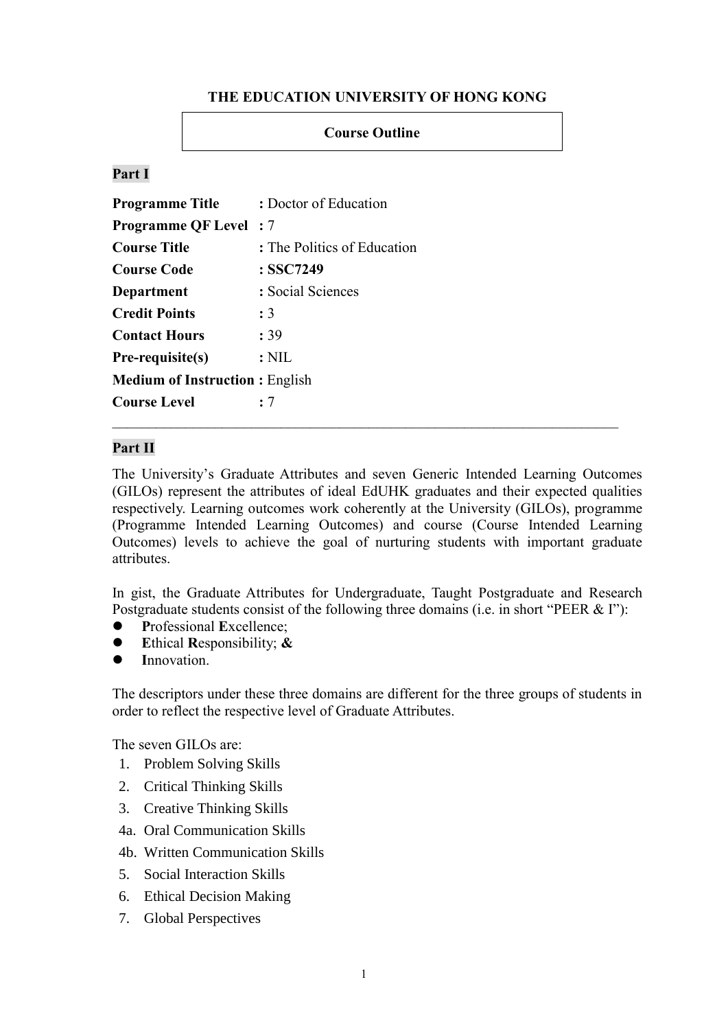# THE EDUCATION UNIVERSITY OF HONG KONG

## Course Outline

### Part I

**Programme Title** : Doctor of Education
**Programme QF Level** : 7
**Course Title** : The Politics of Education
**Course Code** : **SSC7249**
**Department** : Social Sciences
**Credit Points** : 3
**Contact Hours** : 39
**Pre-requisite(s)** : NIL
**Medium of Instruction** : English
**Course Level** : 7

---

### Part II

The University's Graduate Attributes and seven Generic Intended Learning Outcomes (GILOs) represent the attributes of ideal EdUHK graduates and their expected qualities respectively. Learning outcomes work coherently at the University (GILOs), programme (Programme Intended Learning Outcomes) and course (Course Intended Learning Outcomes) levels to achieve the goal of nurturing students with important graduate attributes.

In gist, the Graduate Attributes for Undergraduate, Taught Postgraduate and Research Postgraduate students consist of the following three domains (i.e. in short "PEER & I"):

- **P**rofessional **E**xcellence;
- **E**thical **R**esponsibility; **&**
- **I**nnovation.

The descriptors under these three domains are different for the three groups of students in order to reflect the respective level of Graduate Attributes.

The seven GILOs are:

1. Problem Solving Skills
2. Critical Thinking Skills
3. Creative Thinking Skills

4a. Oral Communication Skills

4b. Written Communication Skills

5. Social Interaction Skills
6. Ethical Decision Making
7. Global Perspectives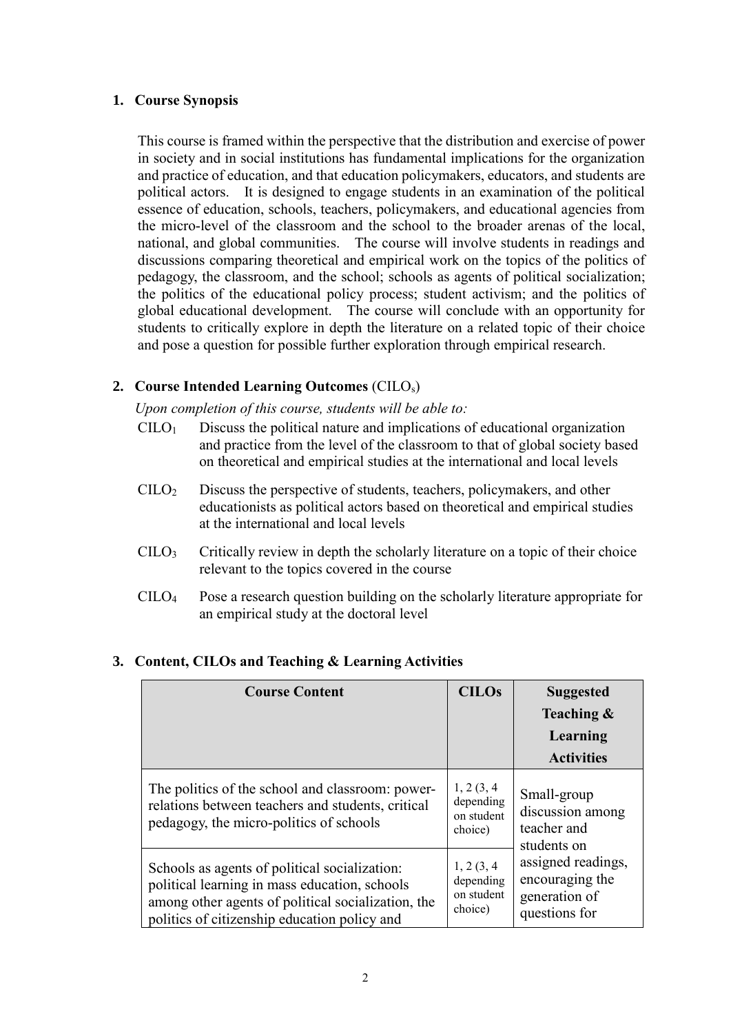## 1. Course Synopsis

This course is framed within the perspective that the distribution and exercise of power in society and in social institutions has fundamental implications for the organization and practice of education, and that education policymakers, educators, and students are political actors. It is designed to engage students in an examination of the political essence of education, schools, teachers, policymakers, and educational agencies from the micro-level of the classroom and the school to the broader arenas of the local, national, and global communities. The course will involve students in readings and discussions comparing theoretical and empirical work on the topics of the politics of pedagogy, the classroom, and the school; schools as agents of political socialization; the politics of the educational policy process; student activism; and the politics of global educational development. The course will conclude with an opportunity for students to critically explore in depth the literature on a related topic of their choice and pose a question for possible further exploration through empirical research.

## 2. Course Intended Learning Outcomes (CILOs)

*Upon completion of this course, students will be able to:*

- $CILO_1$ Discuss the political nature and implications of educational organization and practice from the level of the classroom to that of global society based on theoretical and empirical studies at the international and local levels
- $CILO_2$ Discuss the perspective of students, teachers, policymakers, and other educationists as political actors based on theoretical and empirical studies at the international and local levels
- $CILO_3$ Critically review in depth the scholarly literature on a topic of their choice relevant to the topics covered in the course
- $CILO_4$ Pose a research question building on the scholarly literature appropriate for an empirical study at the doctoral level

## 3. Content, CILOs and Teaching & Learning Activities

| Course Content | CILOs | Suggested Teaching & Learning Activities |
|---|---|---|
| The politics of the school and classroom: power-relations between teachers and students, critical pedagogy, the micro-politics of schools | 1, 2 (3, 4 depending on student choice) | Small-group discussion among teacher and students on assigned readings, encouraging the generation of questions for |
| Schools as agents of political socialization: political learning in mass education, schools among other agents of political socialization, the politics of citizenship education policy and | 1, 2 (3, 4 depending on student choice) | |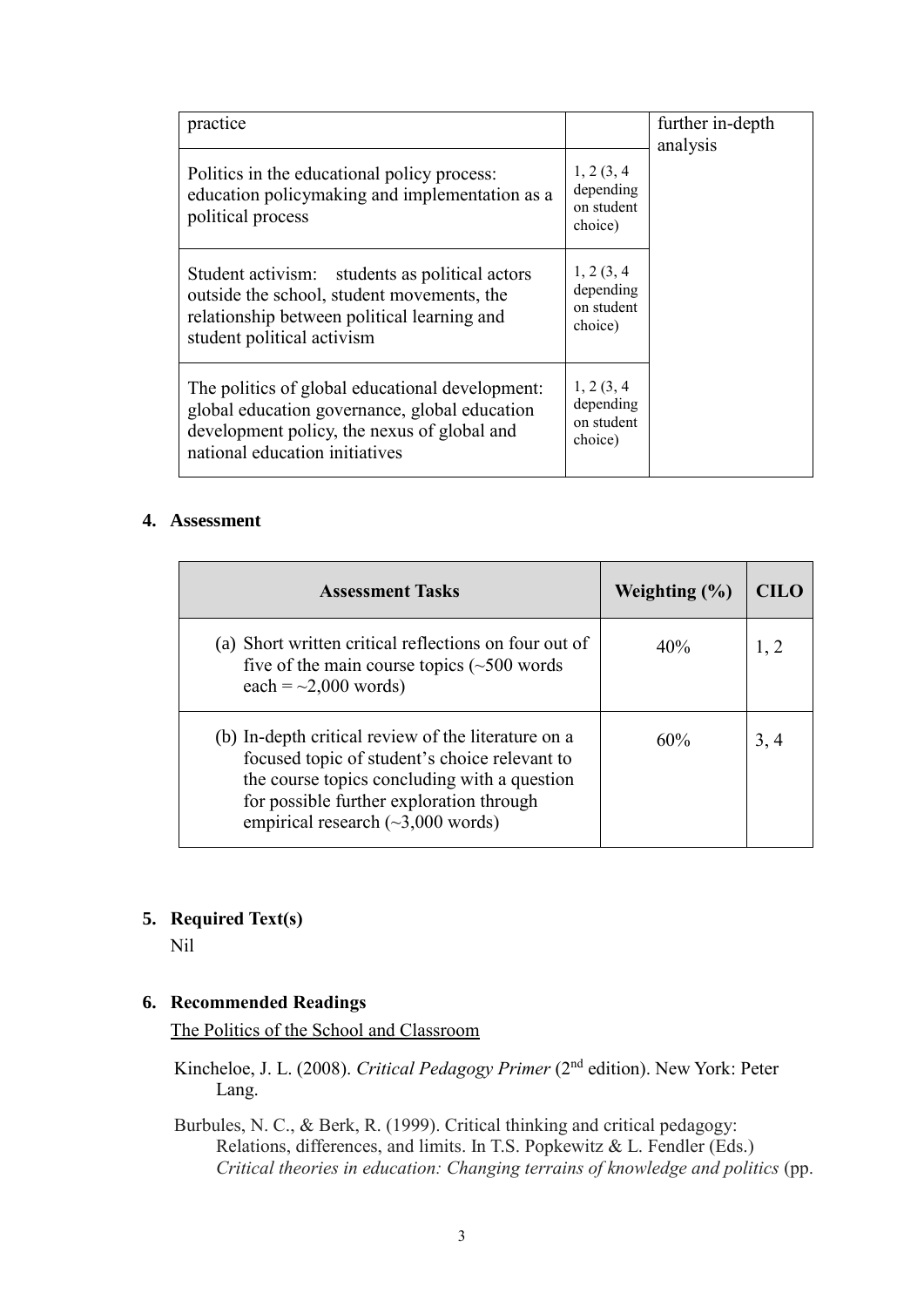| | | |
|---|---|---|
| practice | | further in-depth analysis |
| Politics in the educational policy process: education policymaking and implementation as a political process | 1, 2 (3, 4 depending on student choice) | |
| Student activism: students as political actors outside the school, student movements, the relationship between political learning and student political activism | 1, 2 (3, 4 depending on student choice) | |
| The politics of global educational development: global education governance, global education development policy, the nexus of global and national education initiatives | 1, 2 (3, 4 depending on student choice) | |

**4. Assessment**

| Assessment Tasks | Weighting (%) | CILO |
|---|---|---|
| (a) Short written critical reflections on four out of five of the main course topics (~500 words each = ~2,000 words) | 40% | 1, 2 |
| (b) In-depth critical review of the literature on a focused topic of student's choice relevant to the course topics concluding with a question for possible further exploration through empirical research (~3,000 words) | 60% | 3, 4 |

**5. Required Text(s)**

Nil

**6. Recommended Readings**

The Politics of the School and Classroom

Kincheloe, J. L. (2008). *Critical Pedagogy Primer* (2nd edition). New York: Peter Lang.

Burbules, N. C., & Berk, R. (1999). Critical thinking and critical pedagogy: Relations, differences, and limits. In T.S. Popkewitz & L. Fendler (Eds.) *Critical theories in education: Changing terrains of knowledge and politics* (pp.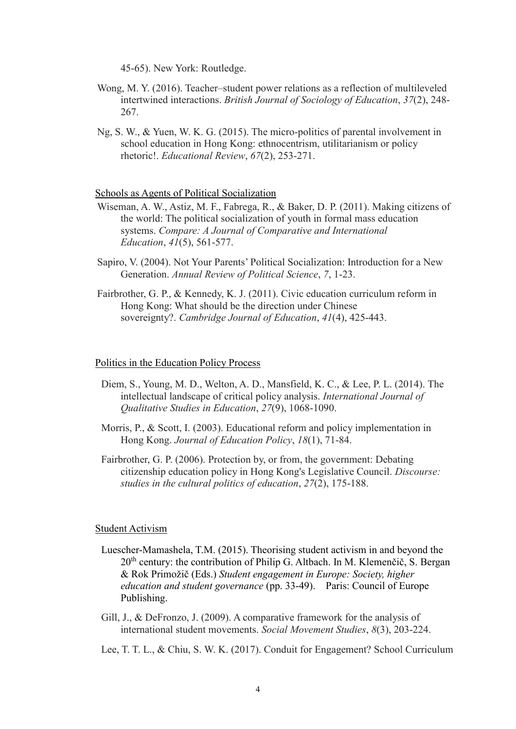45-65). New York: Routledge.

Wong, M. Y. (2016). Teacher–student power relations as a reflection of multileveled intertwined interactions. *British Journal of Sociology of Education*, *37*(2), 248-267.

Ng, S. W., & Yuen, W. K. G. (2015). The micro-politics of parental involvement in school education in Hong Kong: ethnocentrism, utilitarianism or policy rhetoric!. *Educational Review*, *67*(2), 253-271.

<u>Schools as Agents of Political Socialization</u>

Wiseman, A. W., Astiz, M. F., Fabrega, R., & Baker, D. P. (2011). Making citizens of the world: The political socialization of youth in formal mass education systems. *Compare: A Journal of Comparative and International Education*, *41*(5), 561-577.

Sapiro, V. (2004). Not Your Parents' Political Socialization: Introduction for a New Generation. *Annual Review of Political Science*, *7*, 1-23.

Fairbrother, G. P., & Kennedy, K. J. (2011). Civic education curriculum reform in Hong Kong: What should be the direction under Chinese sovereignty?. *Cambridge Journal of Education*, *41*(4), 425-443.

<u>Politics in the Education Policy Process</u>

Diem, S., Young, M. D., Welton, A. D., Mansfield, K. C., & Lee, P. L. (2014). The intellectual landscape of critical policy analysis. *International Journal of Qualitative Studies in Education*, *27*(9), 1068-1090.

Morris, P., & Scott, I. (2003). Educational reform and policy implementation in Hong Kong. *Journal of Education Policy*, *18*(1), 71-84.

Fairbrother, G. P. (2006). Protection by, or from, the government: Debating citizenship education policy in Hong Kong's Legislative Council. *Discourse: studies in the cultural politics of education*, *27*(2), 175-188.

<u>Student Activism</u>

Luescher-Mamashela, T.M. (2015). Theorising student activism in and beyond the 20th century: the contribution of Philip G. Altbach. In M. Klemenčič, S. Bergan & Rok Primožič (Eds.) *Student engagement in Europe: Society, higher education and student governance* (pp. 33-49). Paris: Council of Europe Publishing.

Gill, J., & DeFronzo, J. (2009). A comparative framework for the analysis of international student movements. *Social Movement Studies*, *8*(3), 203-224.

Lee, T. T. L., & Chiu, S. W. K. (2017). Conduit for Engagement? School Curriculum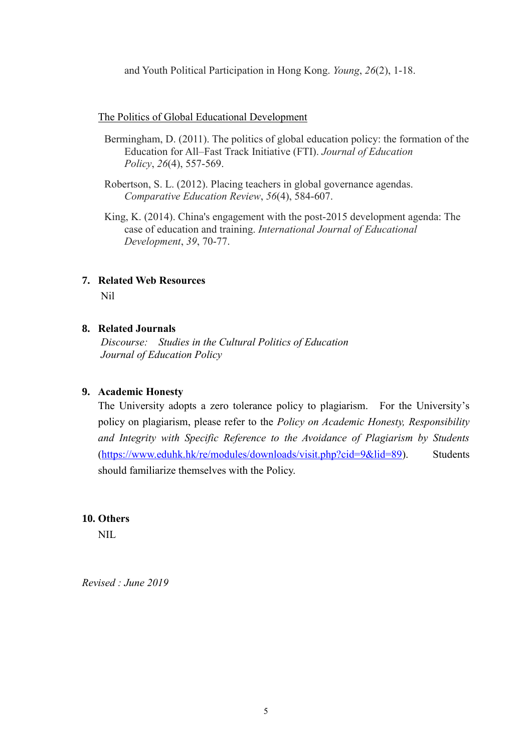and Youth Political Participation in Hong Kong. *Young*, *26*(2), 1-18.

<u>The Politics of Global Educational Development</u>

Bermingham, D. (2011). The politics of global education policy: the formation of the Education for All–Fast Track Initiative (FTI). *Journal of Education Policy*, *26*(4), 557-569.

Robertson, S. L. (2012). Placing teachers in global governance agendas. *Comparative Education Review*, *56*(4), 584-607.

King, K. (2014). China's engagement with the post-2015 development agenda: The case of education and training. *International Journal of Educational Development*, *39*, 70-77.

## 7. Related Web Resources

Nil

## 8. Related Journals

*Discourse: Studies in the Cultural Politics of Education*
*Journal of Education Policy*

## 9. Academic Honesty

The University adopts a zero tolerance policy to plagiarism. For the University's policy on plagiarism, please refer to the *Policy on Academic Honesty, Responsibility and Integrity with Specific Reference to the Avoidance of Plagiarism by Students* (https://www.eduhk.hk/re/modules/downloads/visit.php?cid=9&lid=89). Students should familiarize themselves with the Policy.

## 10. Others

NIL

*Revised : June 2019*